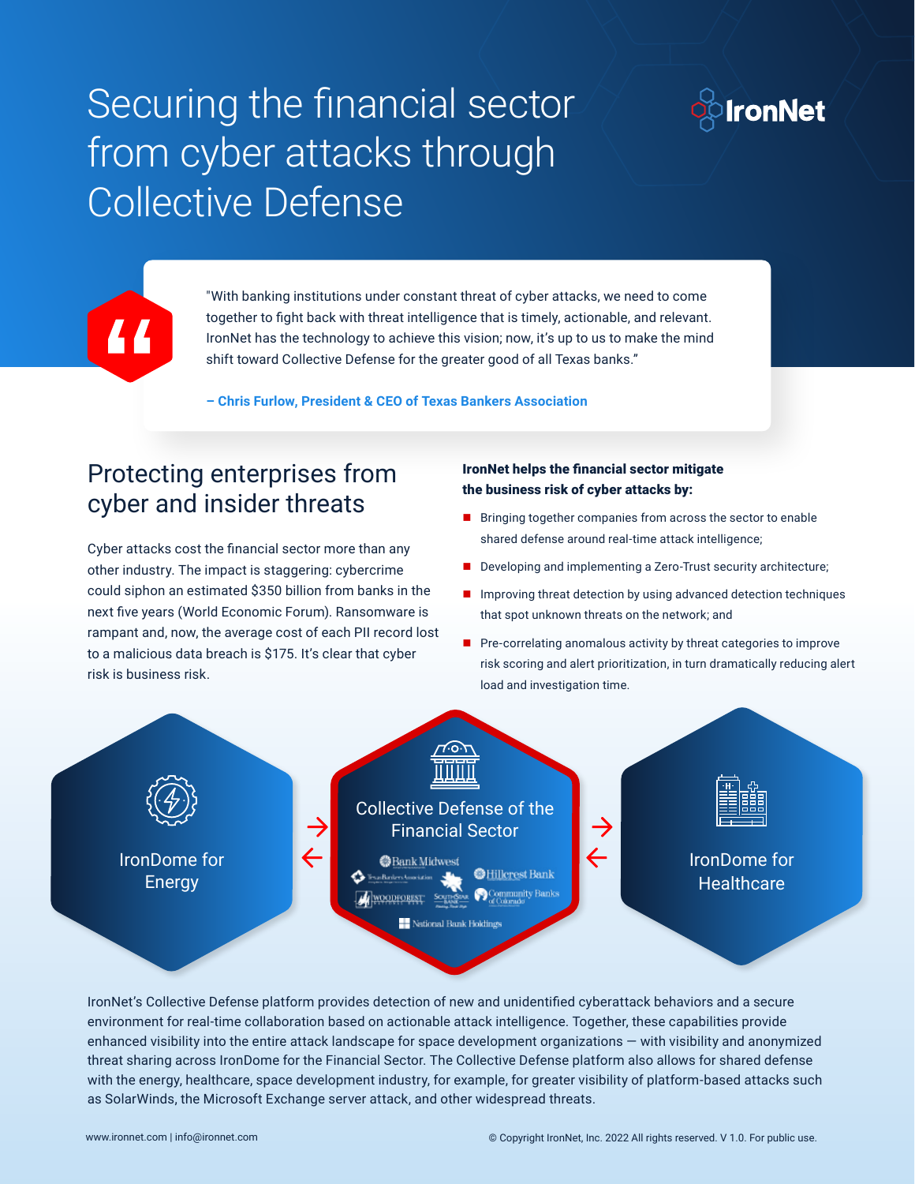# Securing the financial sector from cyber attacks through Collective Defense

IronNet

> "With banking institutions under constant threat of cyber attacks, we need to come together to fight back with threat intelligence that is timely, actionable, and relevant. IronNet has the technology to achieve this vision; now, it's up to us to make the mind shift toward Collective Defense for the greater good of all Texas banks."
>
> **– Chris Furlow, President & CEO of Texas Bankers Association**

## Protecting enterprises from cyber and insider threats

Cyber attacks cost the financial sector more than any other industry. The impact is staggering: cybercrime could siphon an estimated $350 billion from banks in the next five years (World Economic Forum). Ransomware is rampant and, now, the average cost of each PII record lost to a malicious data breach is $175. It's clear that cyber risk is business risk.

**IronNet helps the financial sector mitigate the business risk of cyber attacks by:**

- Bringing together companies from across the sector to enable shared defense around real-time attack intelligence;
- Developing and implementing a Zero-Trust security architecture;
- Improving threat detection by using advanced detection techniques that spot unknown threats on the network; and
- Pre-correlating anomalous activity by threat categories to improve risk scoring and alert prioritization, in turn dramatically reducing alert load and investigation time.

IronDome for Energy

Collective Defense of the Financial Sector

Bank Midwest, Texas Bankers Association, Hillcrest Bank, Woodforest National Bank, SouthStar Bank, Community Banks of Colorado, National Bank Holdings

IronDome for Healthcare

IronNet's Collective Defense platform provides detection of new and unidentified cyberattack behaviors and a secure environment for real-time collaboration based on actionable attack intelligence. Together, these capabilities provide enhanced visibility into the entire attack landscape for space development organizations — with visibility and anonymized threat sharing across IronDome for the Financial Sector. The Collective Defense platform also allows for shared defense with the energy, healthcare, space development industry, for example, for greater visibility of platform-based attacks such as SolarWinds, the Microsoft Exchange server attack, and other widespread threats.

www.ironnet.com | info@ironnet.com

© Copyright IronNet, Inc. 2022 All rights reserved. V 1.0. For public use.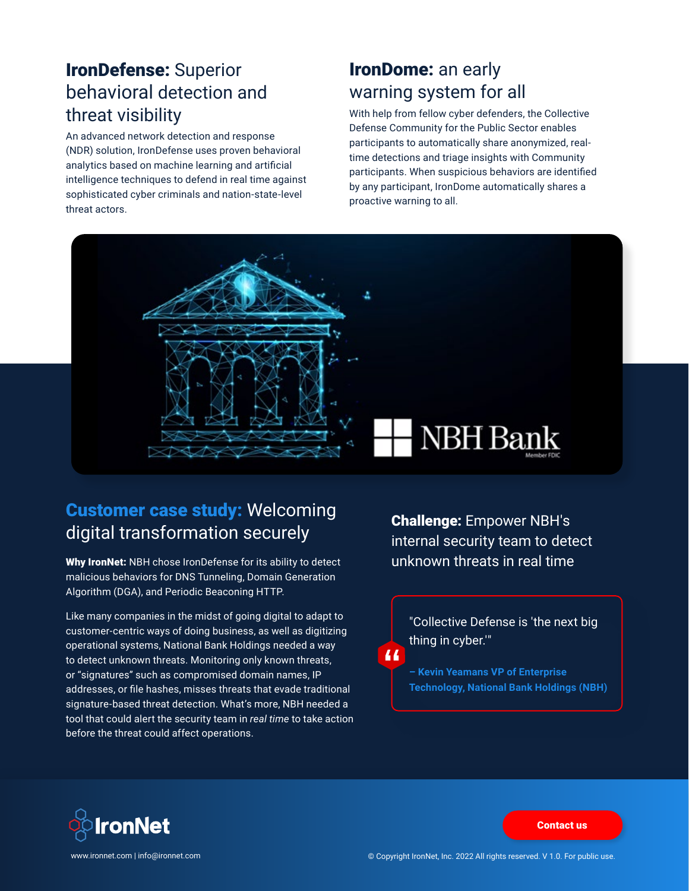## **IronDefense:** Superior behavioral detection and threat visibility

An advanced network detection and response (NDR) solution, IronDefense uses proven behavioral analytics based on machine learning and artificial intelligence techniques to defend in real time against sophisticated cyber criminals and nation-state-level threat actors.

## **IronDome:** an early warning system for all

With help from fellow cyber defenders, the Collective Defense Community for the Public Sector enables participants to automatically share anonymized, real-time detections and triage insights with Community participants. When suspicious behaviors are identified by any participant, IronDome automatically shares a proactive warning to all.

NBH Bank

Member FDIC

## **Customer case study:** Welcoming digital transformation securely

**Why IronNet:** NBH chose IronDefense for its ability to detect malicious behaviors for DNS Tunneling, Domain Generation Algorithm (DGA), and Periodic Beaconing HTTP.

Like many companies in the midst of going digital to adapt to customer-centric ways of doing business, as well as digitizing operational systems, National Bank Holdings needed a way to detect unknown threats. Monitoring only known threats, or “signatures” such as compromised domain names, IP addresses, or file hashes, misses threats that evade traditional signature-based threat detection. What’s more, NBH needed a tool that could alert the security team in *real time* to take action before the threat could affect operations.

### **Challenge:** Empower NBH's internal security team to detect unknown threats in real time

> "Collective Defense is 'the next big thing in cyber.'"
>
> **– Kevin Yeamans VP of Enterprise Technology, National Bank Holdings (NBH)**

IronNet

www.ironnet.com | info@ironnet.com

Contact us

© Copyright IronNet, Inc. 2022 All rights reserved. V 1.0. For public use.